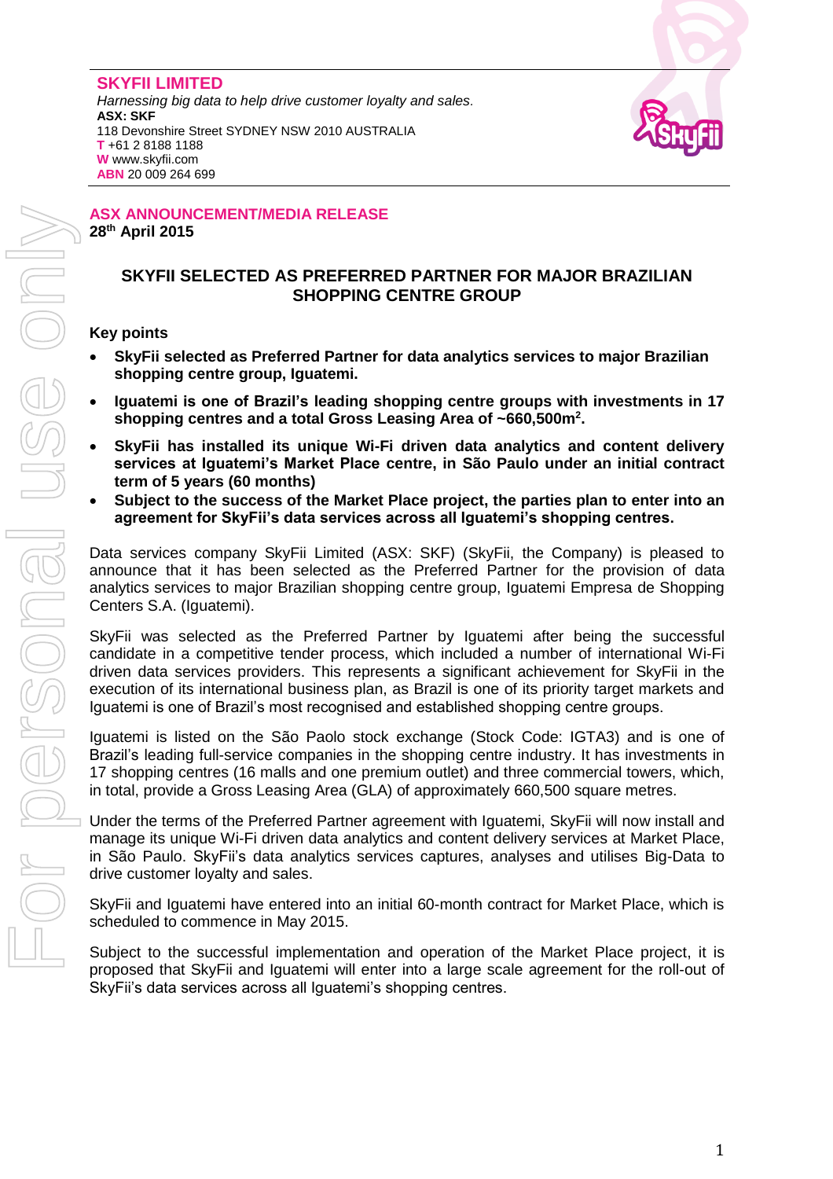**SKYFII LIMITED**
*Harnessing big data to help drive customer loyalty and sales.*
**ASX: SKF**
118 Devonshire Street SYDNEY NSW 2010 AUSTRALIA
**T** +61 2 8188 1188
**W** www.skyfii.com
**ABN** 20 009 264 699

**ASX ANNOUNCEMENT/MEDIA RELEASE**
**28th April 2015**

## SKYFII SELECTED AS PREFERRED PARTNER FOR MAJOR BRAZILIAN SHOPPING CENTRE GROUP

### Key points

- **SkyFii selected as Preferred Partner for data analytics services to major Brazilian shopping centre group, Iguatemi.**
- **Iguatemi is one of Brazil's leading shopping centre groups with investments in 17 shopping centres and a total Gross Leasing Area of ~660,500m$^2$.**
- **SkyFii has installed its unique Wi-Fi driven data analytics and content delivery services at Iguatemi's Market Place centre, in São Paulo under an initial contract term of 5 years (60 months)**
- **Subject to the success of the Market Place project, the parties plan to enter into an agreement for SkyFii's data services across all Iguatemi's shopping centres.**

Data services company SkyFii Limited (ASX: SKF) (SkyFii, the Company) is pleased to announce that it has been selected as the Preferred Partner for the provision of data analytics services to major Brazilian shopping centre group, Iguatemi Empresa de Shopping Centers S.A. (Iguatemi).

SkyFii was selected as the Preferred Partner by Iguatemi after being the successful candidate in a competitive tender process, which included a number of international Wi-Fi driven data services providers. This represents a significant achievement for SkyFii in the execution of its international business plan, as Brazil is one of its priority target markets and Iguatemi is one of Brazil's most recognised and established shopping centre groups.

Iguatemi is listed on the São Paolo stock exchange (Stock Code: IGTA3) and is one of Brazil's leading full-service companies in the shopping centre industry. It has investments in 17 shopping centres (16 malls and one premium outlet) and three commercial towers, which, in total, provide a Gross Leasing Area (GLA) of approximately 660,500 square metres.

Under the terms of the Preferred Partner agreement with Iguatemi, SkyFii will now install and manage its unique Wi-Fi driven data analytics and content delivery services at Market Place, in São Paulo. SkyFii's data analytics services captures, analyses and utilises Big-Data to drive customer loyalty and sales.

SkyFii and Iguatemi have entered into an initial 60-month contract for Market Place, which is scheduled to commence in May 2015.

Subject to the successful implementation and operation of the Market Place project, it is proposed that SkyFii and Iguatemi will enter into a large scale agreement for the roll-out of SkyFii's data services across all Iguatemi's shopping centres.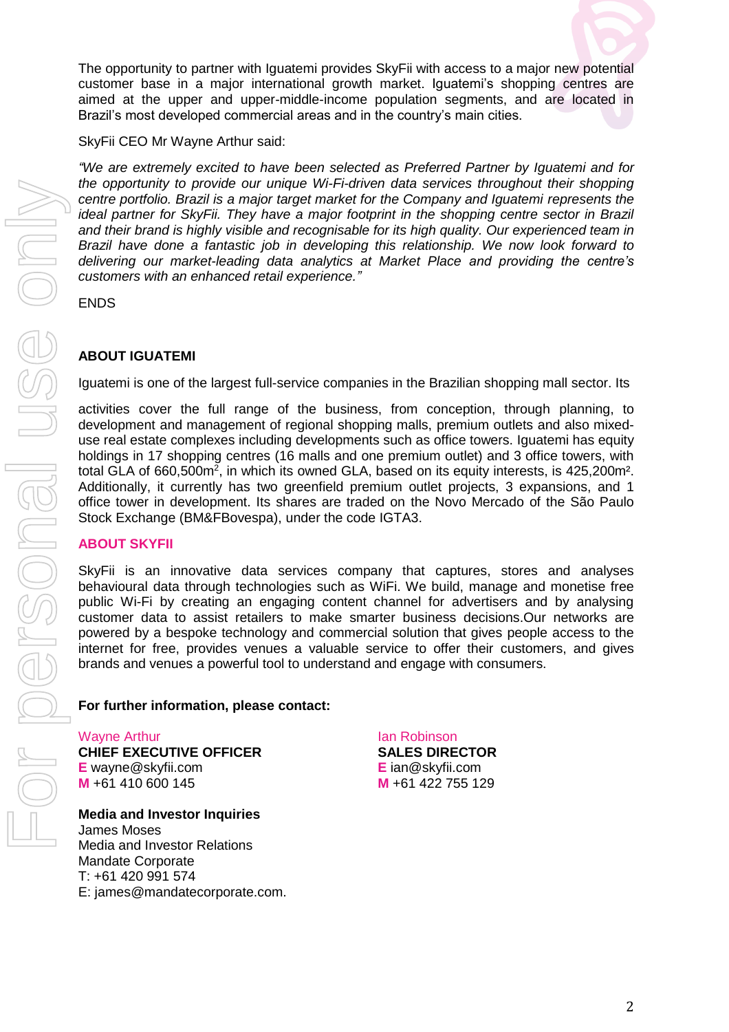The opportunity to partner with Iguatemi provides SkyFii with access to a major new potential customer base in a major international growth market. Iguatemi's shopping centres are aimed at the upper and upper-middle-income population segments, and are located in Brazil's most developed commercial areas and in the country's main cities.

SkyFii CEO Mr Wayne Arthur said:

*"We are extremely excited to have been selected as Preferred Partner by Iguatemi and for the opportunity to provide our unique Wi-Fi-driven data services throughout their shopping centre portfolio. Brazil is a major target market for the Company and Iguatemi represents the ideal partner for SkyFii. They have a major footprint in the shopping centre sector in Brazil and their brand is highly visible and recognisable for its high quality. Our experienced team in Brazil have done a fantastic job in developing this relationship. We now look forward to delivering our market-leading data analytics at Market Place and providing the centre's customers with an enhanced retail experience."*

ENDS

## ABOUT IGUATEMI

Iguatemi is one of the largest full-service companies in the Brazilian shopping mall sector. Its

activities cover the full range of the business, from conception, through planning, to development and management of regional shopping malls, premium outlets and also mixed-use real estate complexes including developments such as office towers. Iguatemi has equity holdings in 17 shopping centres (16 malls and one premium outlet) and 3 office towers, with total GLA of 660,500m$^2$, in which its owned GLA, based on its equity interests, is 425,200m$^2$. Additionally, it currently has two greenfield premium outlet projects, 3 expansions, and 1 office tower in development. Its shares are traded on the Novo Mercado of the São Paulo Stock Exchange (BM&FBovespa), under the code IGTA3.

## ABOUT SKYFII

SkyFii is an innovative data services company that captures, stores and analyses behavioural data through technologies such as WiFi. We build, manage and monetise free public Wi-Fi by creating an engaging content channel for advertisers and by analysing customer data to assist retailers to make smarter business decisions.Our networks are powered by a bespoke technology and commercial solution that gives people access to the internet for free, provides venues a valuable service to offer their customers, and gives brands and venues a powerful tool to understand and engage with consumers.

**For further information, please contact:**

Wayne Arthur
**CHIEF EXECUTIVE OFFICER**
**E** wayne@skyfii.com
**M** +61 410 600 145

Ian Robinson
**SALES DIRECTOR**
**E** ian@skyfii.com
**M** +61 422 755 129

**Media and Investor Inquiries**
James Moses
Media and Investor Relations
Mandate Corporate
T: +61 420 991 574
E: james@mandatecorporate.com.